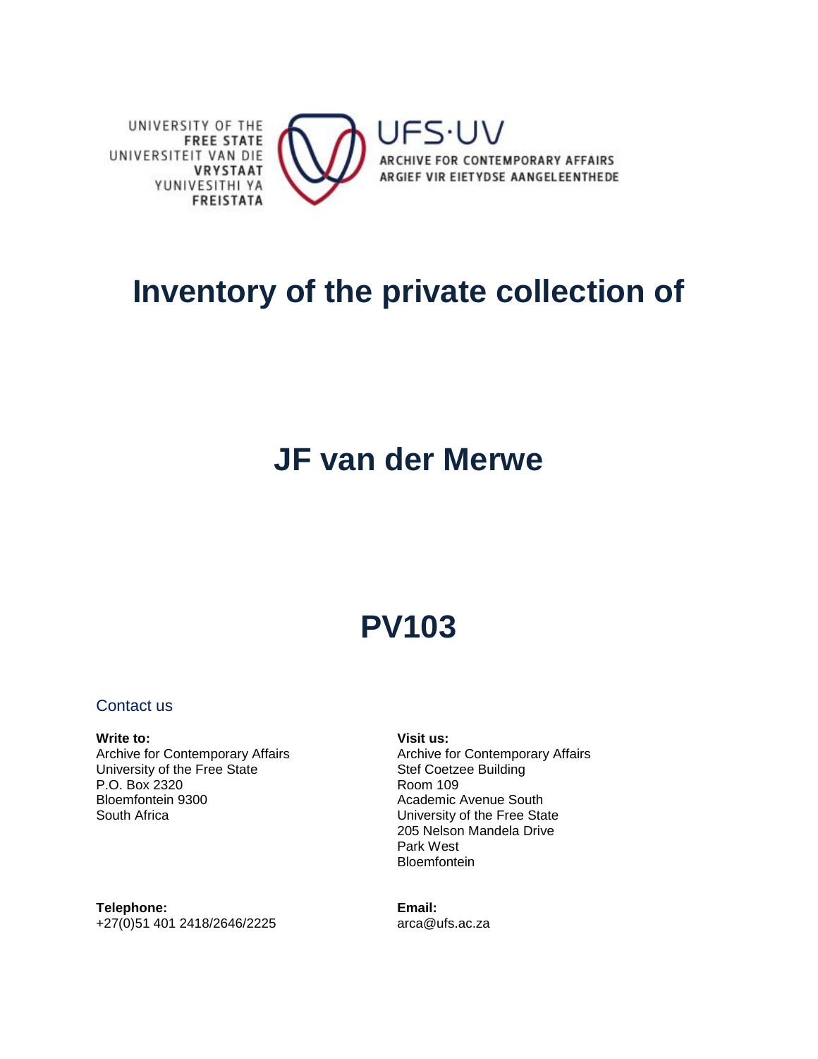UNIVERSITY OF THE
**FREE STATE**
UNIVERSITEIT VAN DIE
**VRYSTAAT**
YUNIVESITHI YA
**FREISTATA**

UFS·UV
ARCHIVE FOR CONTEMPORARY AFFAIRS
ARGIEF VIR EIETYDSE AANGELEENTHEDE

# Inventory of the private collection of

# JF van der Merwe

# PV103

## Contact us

**Write to:**
Archive for Contemporary Affairs
University of the Free State
P.O. Box 2320
Bloemfontein 9300
South Africa

**Visit us:**
Archive for Contemporary Affairs
Stef Coetzee Building
Room 109
Academic Avenue South
University of the Free State
205 Nelson Mandela Drive
Park West
Bloemfontein

**Telephone:**
+27(0)51 401 2418/2646/2225

**Email:**
arca@ufs.ac.za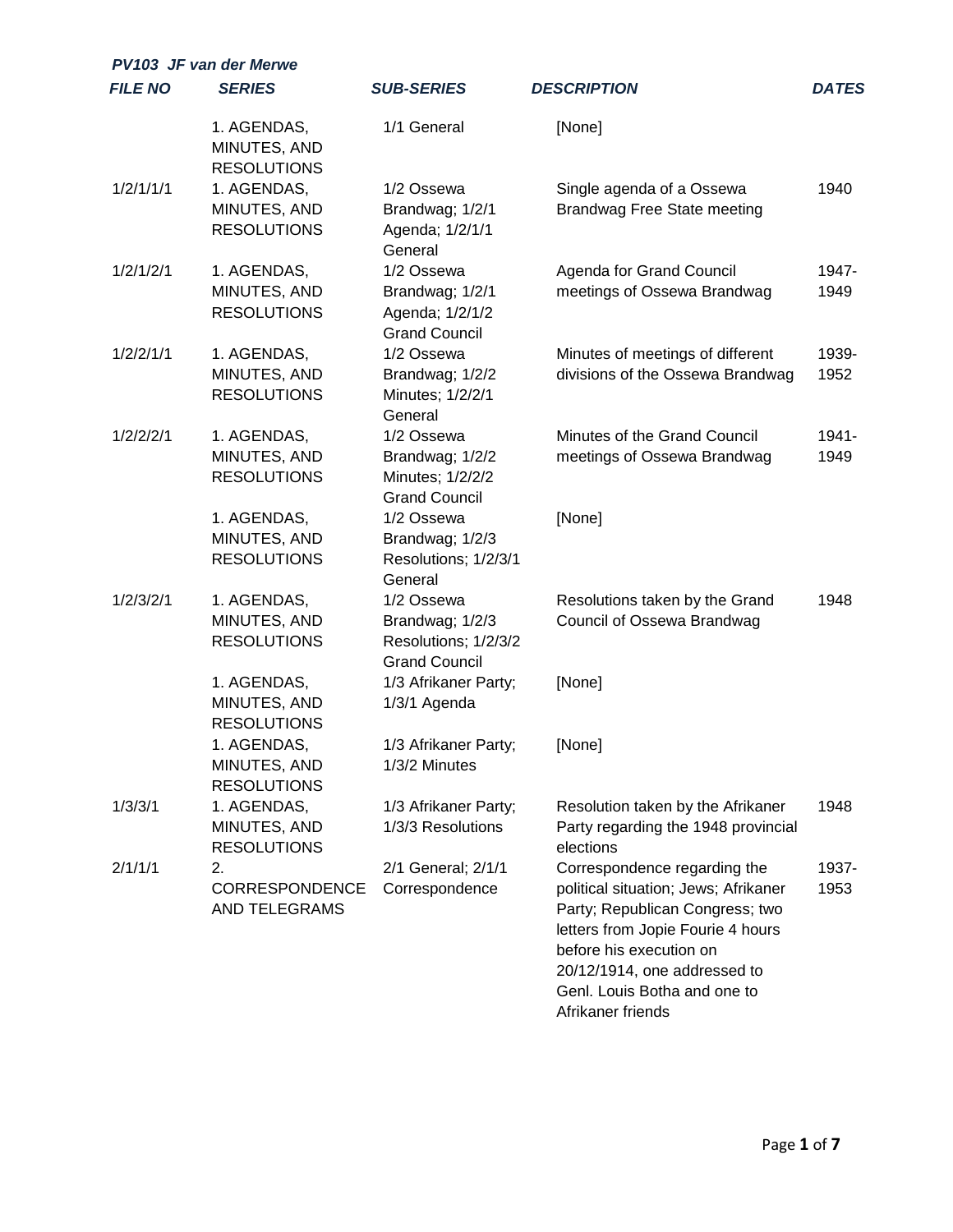***PV103 JF van der Merwe***

| ***FILE NO*** | ***SERIES*** | ***SUB-SERIES*** | ***DESCRIPTION*** | ***DATES*** |
|---|---|---|---|---|
| | 1. AGENDAS, MINUTES, AND RESOLUTIONS | 1/1 General | [None] | |
| 1/2/1/1/1 | 1. AGENDAS, MINUTES, AND RESOLUTIONS | 1/2 Ossewa Brandwag; 1/2/1 Agenda; 1/2/1/1 General | Single agenda of a Ossewa Brandwag Free State meeting | 1940 |
| 1/2/1/2/1 | 1. AGENDAS, MINUTES, AND RESOLUTIONS | 1/2 Ossewa Brandwag; 1/2/1 Agenda; 1/2/1/2 Grand Council | Agenda for Grand Council meetings of Ossewa Brandwag | 1947-1949 |
| 1/2/2/1/1 | 1. AGENDAS, MINUTES, AND RESOLUTIONS | 1/2 Ossewa Brandwag; 1/2/2 Minutes; 1/2/2/1 General | Minutes of meetings of different divisions of the Ossewa Brandwag | 1939-1952 |
| 1/2/2/2/1 | 1. AGENDAS, MINUTES, AND RESOLUTIONS | 1/2 Ossewa Brandwag; 1/2/2 Minutes; 1/2/2/2 Grand Council | Minutes of the Grand Council meetings of Ossewa Brandwag | 1941-1949 |
| | 1. AGENDAS, MINUTES, AND RESOLUTIONS | 1/2 Ossewa Brandwag; 1/2/3 Resolutions; 1/2/3/1 General | [None] | |
| 1/2/3/2/1 | 1. AGENDAS, MINUTES, AND RESOLUTIONS | 1/2 Ossewa Brandwag; 1/2/3 Resolutions; 1/2/3/2 Grand Council | Resolutions taken by the Grand Council of Ossewa Brandwag | 1948 |
| | 1. AGENDAS, MINUTES, AND RESOLUTIONS | 1/3 Afrikaner Party; 1/3/1 Agenda | [None] | |
| | 1. AGENDAS, MINUTES, AND RESOLUTIONS | 1/3 Afrikaner Party; 1/3/2 Minutes | [None] | |
| 1/3/3/1 | 1. AGENDAS, MINUTES, AND RESOLUTIONS | 1/3 Afrikaner Party; 1/3/3 Resolutions | Resolution taken by the Afrikaner Party regarding the 1948 provincial elections | 1948 |
| 2/1/1/1 | 2. CORRESPONDENCE AND TELEGRAMS | 2/1 General; 2/1/1 Correspondence | Correspondence regarding the political situation; Jews; Afrikaner Party; Republican Congress; two letters from Jopie Fourie 4 hours before his execution on 20/12/1914, one addressed to Genl. Louis Botha and one to Afrikaner friends | 1937-1953 |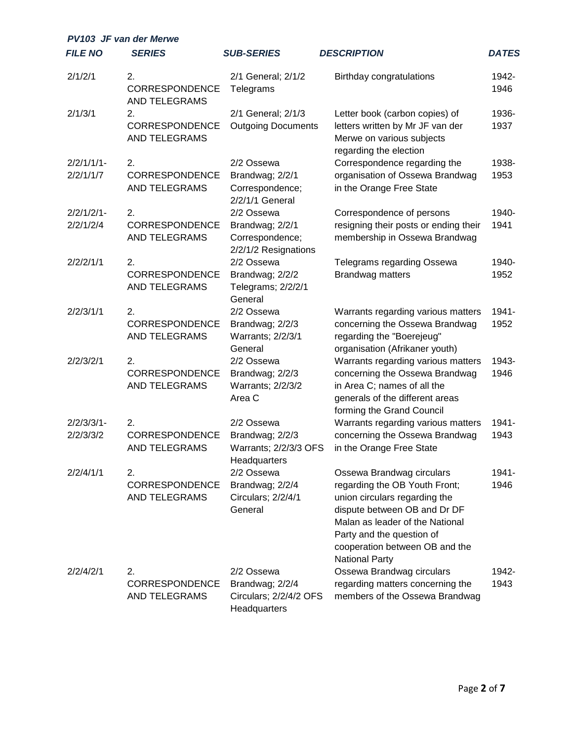*PV103 JF van der Merwe*

| FILE NO | SERIES | SUB-SERIES | DESCRIPTION | DATES |
|---|---|---|---|---|
| 2/1/2/1 | 2. CORRESPONDENCE AND TELEGRAMS | 2/1 General; 2/1/2 Telegrams | Birthday congratulations | 1942-1946 |
| 2/1/3/1 | 2. CORRESPONDENCE AND TELEGRAMS | 2/1 General; 2/1/3 Outgoing Documents | Letter book (carbon copies) of letters written by Mr JF van der Merwe on various subjects regarding the election | 1936-1937 |
| 2/2/1/1/1-2/2/1/1/7 | 2. CORRESPONDENCE AND TELEGRAMS | 2/2 Ossewa Brandwag; 2/2/1 Correspondence; 2/2/1/1 General | Correspondence regarding the organisation of Ossewa Brandwag in the Orange Free State | 1938-1953 |
| 2/2/1/2/1-2/2/1/2/4 | 2. CORRESPONDENCE AND TELEGRAMS | 2/2 Ossewa Brandwag; 2/2/1 Correspondence; 2/2/1/2 Resignations | Correspondence of persons resigning their posts or ending their membership in Ossewa Brandwag | 1940-1941 |
| 2/2/2/1/1 | 2. CORRESPONDENCE AND TELEGRAMS | 2/2 Ossewa Brandwag; 2/2/2 Telegrams; 2/2/2/1 General | Telegrams regarding Ossewa Brandwag matters | 1940-1952 |
| 2/2/3/1/1 | 2. CORRESPONDENCE AND TELEGRAMS | 2/2 Ossewa Brandwag; 2/2/3 Warrants; 2/2/3/1 General | Warrants regarding various matters concerning the Ossewa Brandwag regarding the "Boerejeug" organisation (Afrikaner youth) | 1941-1952 |
| 2/2/3/2/1 | 2. CORRESPONDENCE AND TELEGRAMS | 2/2 Ossewa Brandwag; 2/2/3 Warrants; 2/2/3/2 Area C | Warrants regarding various matters concerning the Ossewa Brandwag in Area C; names of all the generals of the different areas forming the Grand Council | 1943-1946 |
| 2/2/3/3/1-2/2/3/3/2 | 2. CORRESPONDENCE AND TELEGRAMS | 2/2 Ossewa Brandwag; 2/2/3 Warrants; 2/2/3/3 OFS Headquarters | Warrants regarding various matters concerning the Ossewa Brandwag in the Orange Free State | 1941-1943 |
| 2/2/4/1/1 | 2. CORRESPONDENCE AND TELEGRAMS | 2/2 Ossewa Brandwag; 2/2/4 Circulars; 2/2/4/1 General | Ossewa Brandwag circulars regarding the OB Youth Front; union circulars regarding the dispute between OB and Dr DF Malan as leader of the National Party and the question of cooperation between OB and the National Party | 1941-1946 |
| 2/2/4/2/1 | 2. CORRESPONDENCE AND TELEGRAMS | 2/2 Ossewa Brandwag; 2/2/4 Circulars; 2/2/4/2 OFS Headquarters | Ossewa Brandwag circulars regarding matters concerning the members of the Ossewa Brandwag | 1942-1943 |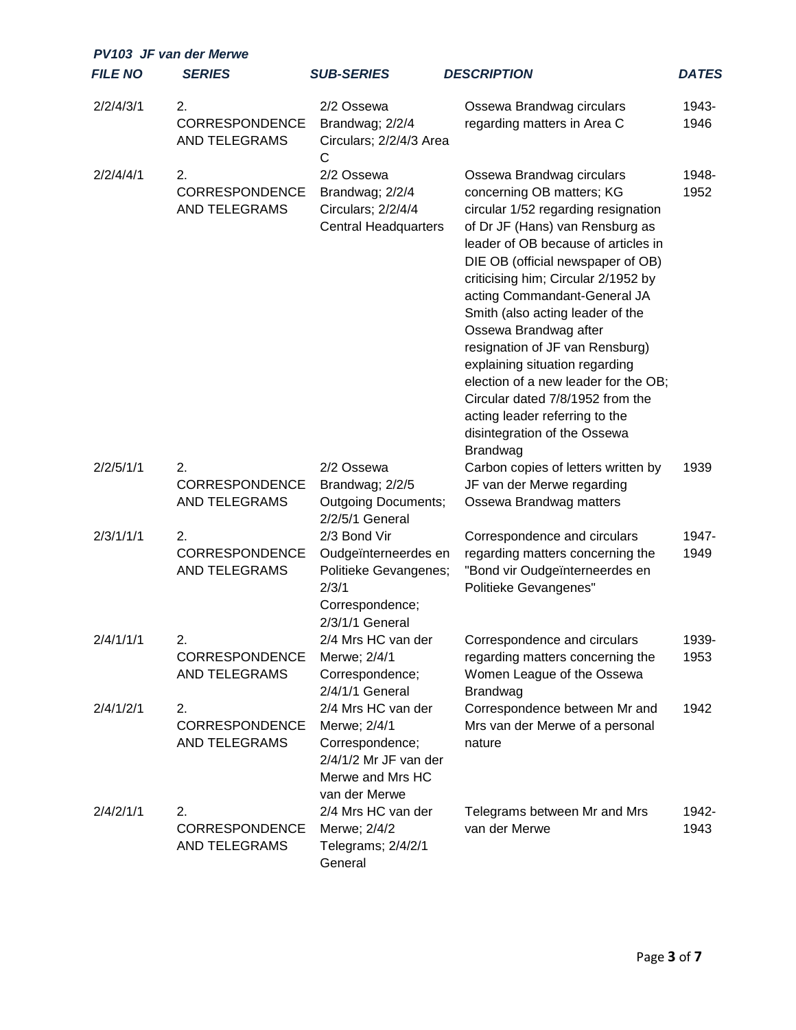*PV103 JF van der Merwe*

| ***FILE NO*** | ***SERIES*** | ***SUB-SERIES*** | ***DESCRIPTION*** | ***DATES*** |
|---|---|---|---|---|
| 2/2/4/3/1 | 2. CORRESPONDENCE AND TELEGRAMS | 2/2 Ossewa Brandwag; 2/2/4 Circulars; 2/2/4/3 Area C | Ossewa Brandwag circulars regarding matters in Area C | 1943-1946 |
| 2/2/4/4/1 | 2. CORRESPONDENCE AND TELEGRAMS | 2/2 Ossewa Brandwag; 2/2/4 Circulars; 2/2/4/4 Central Headquarters | Ossewa Brandwag circulars concerning OB matters; KG circular 1/52 regarding resignation of Dr JF (Hans) van Rensburg as leader of OB because of articles in DIE OB (official newspaper of OB) criticising him; Circular 2/1952 by acting Commandant-General JA Smith (also acting leader of the Ossewa Brandwag after resignation of JF van Rensburg) explaining situation regarding election of a new leader for the OB; Circular dated 7/8/1952 from the acting leader referring to the disintegration of the Ossewa Brandwag | 1948-1952 |
| 2/2/5/1/1 | 2. CORRESPONDENCE AND TELEGRAMS | 2/2 Ossewa Brandwag; 2/2/5 Outgoing Documents; 2/2/5/1 General | Carbon copies of letters written by JF van der Merwe regarding Ossewa Brandwag matters | 1939 |
| 2/3/1/1/1 | 2. CORRESPONDENCE AND TELEGRAMS | 2/3 Bond Vir Oudgeïnterneerdes en Politieke Gevangenes; 2/3/1 Correspondence; 2/3/1/1 General | Correspondence and circulars regarding matters concerning the "Bond vir Oudgeïnterneerdes en Politieke Gevangenes" | 1947-1949 |
| 2/4/1/1/1 | 2. CORRESPONDENCE AND TELEGRAMS | 2/4 Mrs HC van der Merwe; 2/4/1 Correspondence; 2/4/1/1 General | Correspondence and circulars regarding matters concerning the Women League of the Ossewa Brandwag | 1939-1953 |
| 2/4/1/2/1 | 2. CORRESPONDENCE AND TELEGRAMS | 2/4 Mrs HC van der Merwe; 2/4/1 Correspondence; 2/4/1/2 Mr JF van der Merwe and Mrs HC van der Merwe | Correspondence between Mr and Mrs van der Merwe of a personal nature | 1942 |
| 2/4/2/1/1 | 2. CORRESPONDENCE AND TELEGRAMS | 2/4 Mrs HC van der Merwe; 2/4/2 Telegrams; 2/4/2/1 General | Telegrams between Mr and Mrs van der Merwe | 1942-1943 |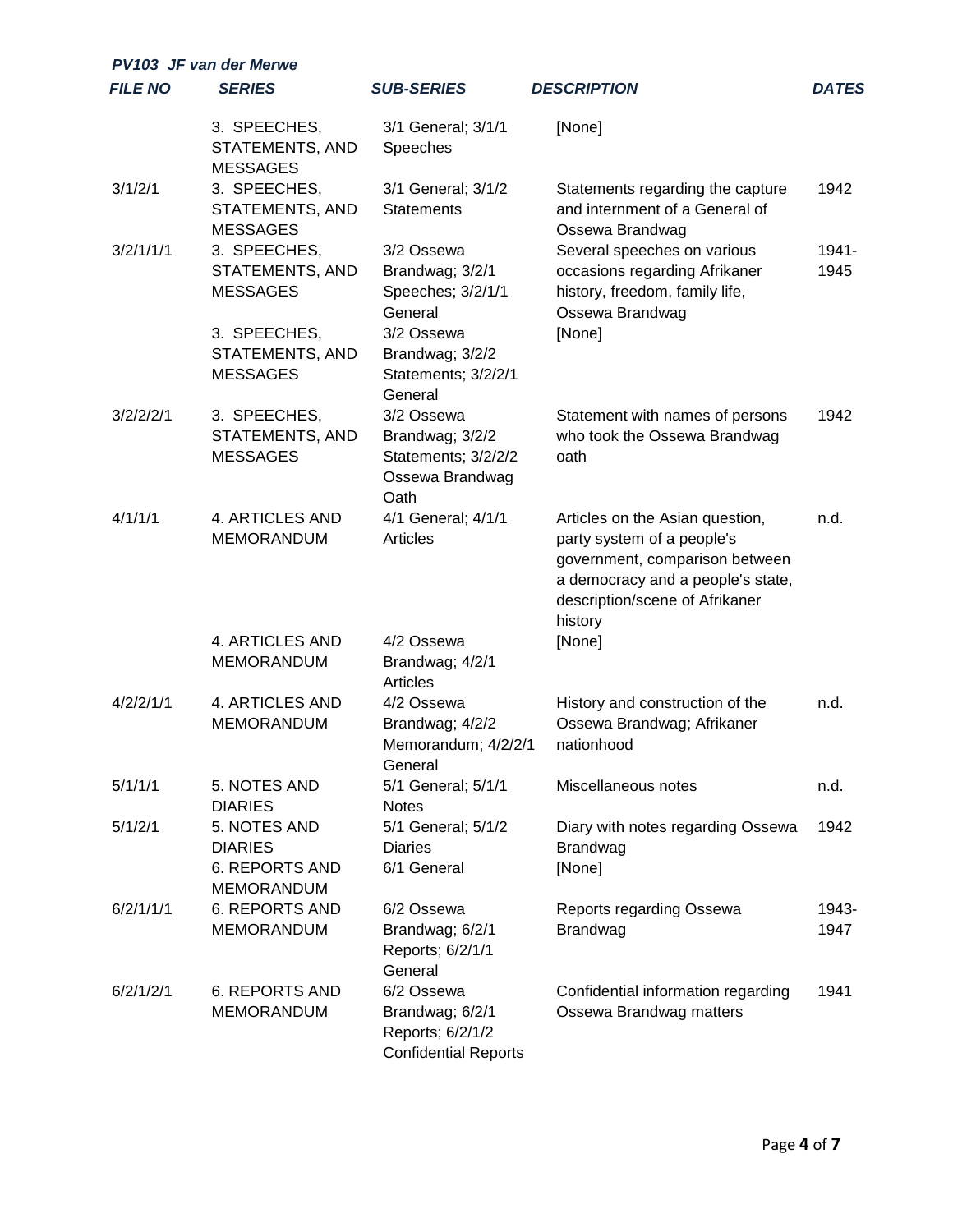| FILE NO | SERIES | SUB-SERIES | DESCRIPTION | DATES |
|---|---|---|---|---|
| | 3. SPEECHES, STATEMENTS, AND MESSAGES | 3/1 General; 3/1/1 Speeches | [None] | |
| 3/1/2/1 | 3. SPEECHES, STATEMENTS, AND MESSAGES | 3/1 General; 3/1/2 Statements | Statements regarding the capture and internment of a General of Ossewa Brandwag | 1942 |
| 3/2/1/1/1 | 3. SPEECHES, STATEMENTS, AND MESSAGES | 3/2 Ossewa Brandwag; 3/2/1 Speeches; 3/2/1/1 General | Several speeches on various occasions regarding Afrikaner history, freedom, family life, Ossewa Brandwag | 1941-1945 |
| | 3. SPEECHES, STATEMENTS, AND MESSAGES | 3/2 Ossewa Brandwag; 3/2/2 Statements; 3/2/2/1 General | [None] | |
| 3/2/2/2/1 | 3. SPEECHES, STATEMENTS, AND MESSAGES | 3/2 Ossewa Brandwag; 3/2/2 Statements; 3/2/2/2 Ossewa Brandwag Oath | Statement with names of persons who took the Ossewa Brandwag oath | 1942 |
| 4/1/1/1 | 4. ARTICLES AND MEMORANDUM | 4/1 General; 4/1/1 Articles | Articles on the Asian question, party system of a people's government, comparison between a democracy and a people's state, description/scene of Afrikaner history | n.d. |
| | 4. ARTICLES AND MEMORANDUM | 4/2 Ossewa Brandwag; 4/2/1 Articles | [None] | |
| 4/2/2/1/1 | 4. ARTICLES AND MEMORANDUM | 4/2 Ossewa Brandwag; 4/2/2 Memorandum; 4/2/2/1 General | History and construction of the Ossewa Brandwag; Afrikaner nationhood | n.d. |
| 5/1/1/1 | 5. NOTES AND DIARIES | 5/1 General; 5/1/1 Notes | Miscellaneous notes | n.d. |
| 5/1/2/1 | 5. NOTES AND DIARIES | 5/1 General; 5/1/2 Diaries | Diary with notes regarding Ossewa Brandwag | 1942 |
| | 6. REPORTS AND MEMORANDUM | 6/1 General | [None] | |
| 6/2/1/1/1 | 6. REPORTS AND MEMORANDUM | 6/2 Ossewa Brandwag; 6/2/1 Reports; 6/2/1/1 General | Reports regarding Ossewa Brandwag | 1943-1947 |
| 6/2/1/2/1 | 6. REPORTS AND MEMORANDUM | 6/2 Ossewa Brandwag; 6/2/1 Reports; 6/2/1/2 Confidential Reports | Confidential information regarding Ossewa Brandwag matters | 1941 |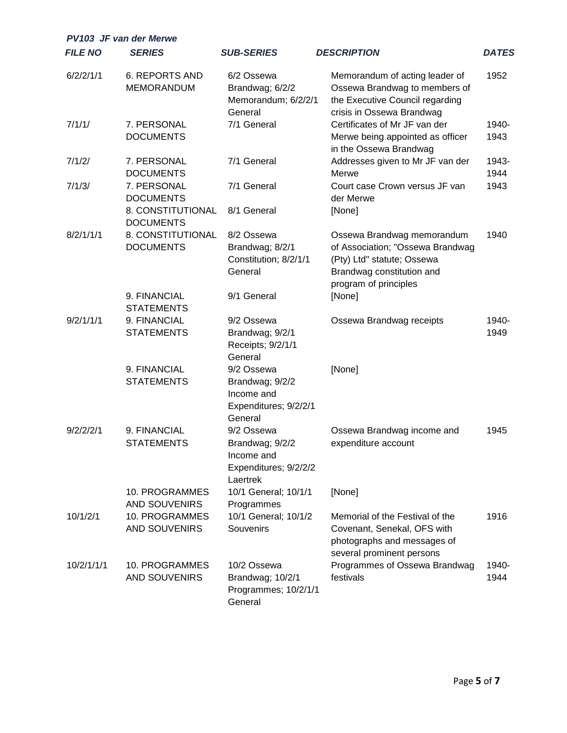| FILE NO | SERIES | SUB-SERIES | DESCRIPTION | DATES |
|---|---|---|---|---|
| 6/2/2/1/1 | 6. REPORTS AND MEMORANDUM | 6/2 Ossewa Brandwag; 6/2/2 Memorandum; 6/2/2/1 General | Memorandum of acting leader of Ossewa Brandwag to members of the Executive Council regarding crisis in Ossewa Brandwag | 1952 |
| 7/1/1/ | 7. PERSONAL DOCUMENTS | 7/1 General | Certificates of Mr JF van der Merwe being appointed as officer in the Ossewa Brandwag | 1940-1943 |
| 7/1/2/ | 7. PERSONAL DOCUMENTS | 7/1 General | Addresses given to Mr JF van der Merwe | 1943-1944 |
| 7/1/3/ | 7. PERSONAL DOCUMENTS | 7/1 General | Court case Crown versus JF van der Merwe | 1943 |
| | 8. CONSTITUTIONAL DOCUMENTS | 8/1 General | [None] | |
| 8/2/1/1/1 | 8. CONSTITUTIONAL DOCUMENTS | 8/2 Ossewa Brandwag; 8/2/1 Constitution; 8/2/1/1 General | Ossewa Brandwag memorandum of Association; "Ossewa Brandwag (Pty) Ltd" statute; Ossewa Brandwag constitution and program of principles | 1940 |
| | 9. FINANCIAL STATEMENTS | 9/1 General | [None] | |
| 9/2/1/1/1 | 9. FINANCIAL STATEMENTS | 9/2 Ossewa Brandwag; 9/2/1 Receipts; 9/2/1/1 General | Ossewa Brandwag receipts | 1940-1949 |
| | 9. FINANCIAL STATEMENTS | 9/2 Ossewa Brandwag; 9/2/2 Income and Expenditures; 9/2/2/1 General | [None] | |
| 9/2/2/2/1 | 9. FINANCIAL STATEMENTS | 9/2 Ossewa Brandwag; 9/2/2 Income and Expenditures; 9/2/2/2 Laertrek | Ossewa Brandwag income and expenditure account | 1945 |
| | 10. PROGRAMMES AND SOUVENIRS | 10/1 General; 10/1/1 Programmes | [None] | |
| 10/1/2/1 | 10. PROGRAMMES AND SOUVENIRS | 10/1 General; 10/1/2 Souvenirs | Memorial of the Festival of the Covenant, Senekal, OFS with photographs and messages of several prominent persons | 1916 |
| 10/2/1/1/1 | 10. PROGRAMMES AND SOUVENIRS | 10/2 Ossewa Brandwag; 10/2/1 Programmes; 10/2/1/1 General | Programmes of Ossewa Brandwag festivals | 1940-1944 |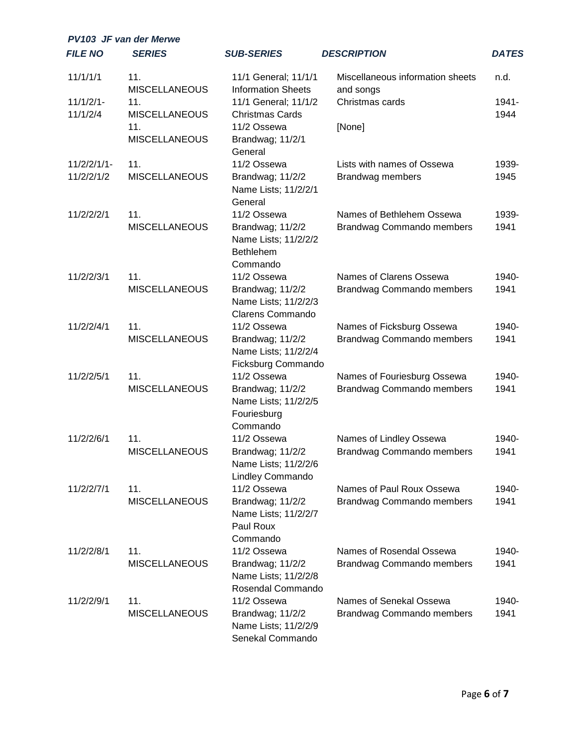*PV103 JF van der Merwe*

| *FILE NO* | *SERIES* | *SUB-SERIES* | *DESCRIPTION* | *DATES* |
|---|---|---|---|---|
| 11/1/1/1 | 11. MISCELLANEOUS | 11/1 General; 11/1/1 Information Sheets | Miscellaneous information sheets and songs | n.d. |
| 11/1/2/1-11/1/2/4 | 11. MISCELLANEOUS | 11/1 General; 11/1/2 Christmas Cards | Christmas cards | 1941-1944 |
| | 11. MISCELLANEOUS | 11/2 Ossewa Brandwag; 11/2/1 General | [None] | |
| 11/2/2/1/1-11/2/2/1/2 | 11. MISCELLANEOUS | 11/2 Ossewa Brandwag; 11/2/2 Name Lists; 11/2/2/1 General | Lists with names of Ossewa Brandwag members | 1939-1945 |
| 11/2/2/2/1 | 11. MISCELLANEOUS | 11/2 Ossewa Brandwag; 11/2/2 Name Lists; 11/2/2/2 Bethlehem Commando | Names of Bethlehem Ossewa Brandwag Commando members | 1939-1941 |
| 11/2/2/3/1 | 11. MISCELLANEOUS | 11/2 Ossewa Brandwag; 11/2/2 Name Lists; 11/2/2/3 Clarens Commando | Names of Clarens Ossewa Brandwag Commando members | 1940-1941 |
| 11/2/2/4/1 | 11. MISCELLANEOUS | 11/2 Ossewa Brandwag; 11/2/2 Name Lists; 11/2/2/4 Ficksburg Commando | Names of Ficksburg Ossewa Brandwag Commando members | 1940-1941 |
| 11/2/2/5/1 | 11. MISCELLANEOUS | 11/2 Ossewa Brandwag; 11/2/2 Name Lists; 11/2/2/5 Fouriesburg Commando | Names of Fouriesburg Ossewa Brandwag Commando members | 1940-1941 |
| 11/2/2/6/1 | 11. MISCELLANEOUS | 11/2 Ossewa Brandwag; 11/2/2 Name Lists; 11/2/2/6 Lindley Commando | Names of Lindley Ossewa Brandwag Commando members | 1940-1941 |
| 11/2/2/7/1 | 11. MISCELLANEOUS | 11/2 Ossewa Brandwag; 11/2/2 Name Lists; 11/2/2/7 Paul Roux Commando | Names of Paul Roux Ossewa Brandwag Commando members | 1940-1941 |
| 11/2/2/8/1 | 11. MISCELLANEOUS | 11/2 Ossewa Brandwag; 11/2/2 Name Lists; 11/2/2/8 Rosendal Commando | Names of Rosendal Ossewa Brandwag Commando members | 1940-1941 |
| 11/2/2/9/1 | 11. MISCELLANEOUS | 11/2 Ossewa Brandwag; 11/2/2 Name Lists; 11/2/2/9 Senekal Commando | Names of Senekal Ossewa Brandwag Commando members | 1940-1941 |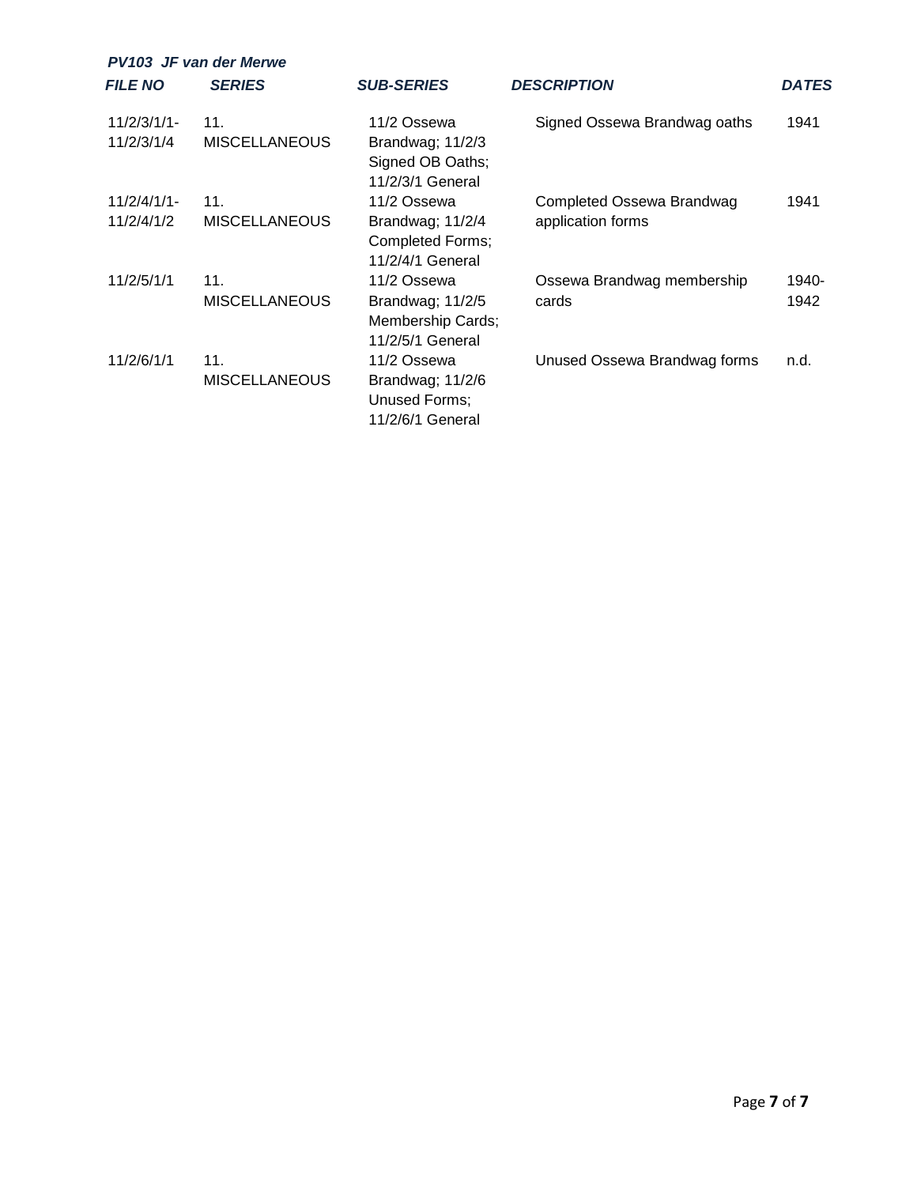*PV103 JF van der Merwe*

| *FILE NO* | *SERIES* | *SUB-SERIES* | *DESCRIPTION* | *DATES* |
|---|---|---|---|---|
| 11/2/3/1/1-11/2/3/1/4 | 11. MISCELLANEOUS | 11/2 Ossewa Brandwag; 11/2/3 Signed OB Oaths; 11/2/3/1 General | Signed Ossewa Brandwag oaths | 1941 |
| 11/2/4/1/1-11/2/4/1/2 | 11. MISCELLANEOUS | 11/2 Ossewa Brandwag; 11/2/4 Completed Forms; 11/2/4/1 General | Completed Ossewa Brandwag application forms | 1941 |
| 11/2/5/1/1 | 11. MISCELLANEOUS | 11/2 Ossewa Brandwag; 11/2/5 Membership Cards; 11/2/5/1 General | Ossewa Brandwag membership cards | 1940-1942 |
| 11/2/6/1/1 | 11. MISCELLANEOUS | 11/2 Ossewa Brandwag; 11/2/6 Unused Forms; 11/2/6/1 General | Unused Ossewa Brandwag forms | n.d. |